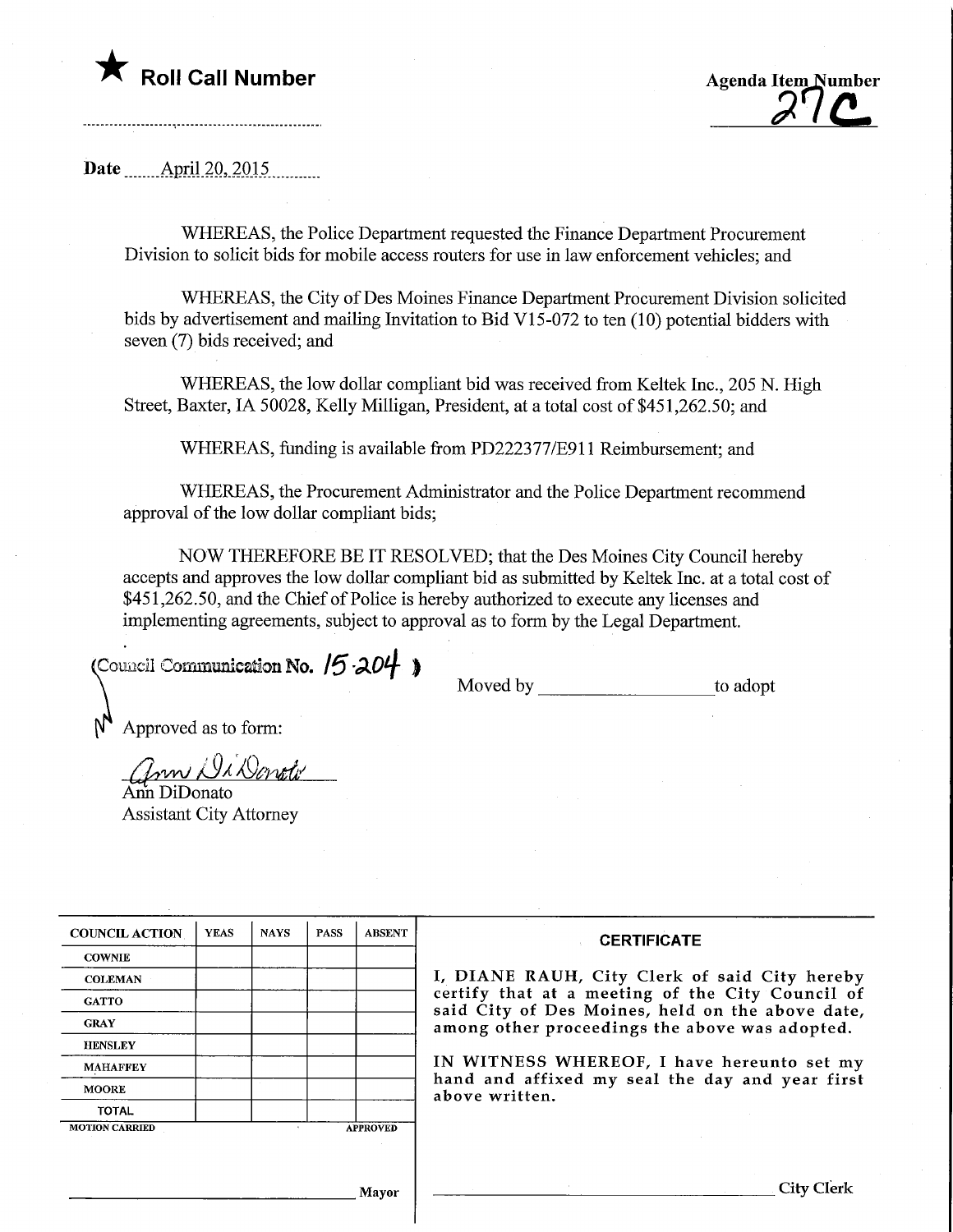★ **Roll Call Number**

**Agenda Item Number**
**27C**

**Date** April 20, 2015

WHEREAS, the Police Department requested the Finance Department Procurement Division to solicit bids for mobile access routers for use in law enforcement vehicles; and

WHEREAS, the City of Des Moines Finance Department Procurement Division solicited bids by advertisement and mailing Invitation to Bid V15-072 to ten (10) potential bidders with seven (7) bids received; and

WHEREAS, the low dollar compliant bid was received from Keltek Inc., 205 N. High Street, Baxter, IA 50028, Kelly Milligan, President, at a total cost of $451,262.50; and

WHEREAS, funding is available from PD222377/E911 Reimbursement; and

WHEREAS, the Procurement Administrator and the Police Department recommend approval of the low dollar compliant bids;

NOW THEREFORE BE IT RESOLVED; that the Des Moines City Council hereby accepts and approves the low dollar compliant bid as submitted by Keltek Inc. at a total cost of $451,262.50, and the Chief of Police is hereby authorized to execute any licenses and implementing agreements, subject to approval as to form by the Legal Department.

(Council Communication No. 15-204 )

Moved by ____________________ to adopt

Approved as to form:

Ann DiDonato
Assistant City Attorney

| COUNCIL ACTION | YEAS | NAYS | PASS | ABSENT |
|---|---|---|---|---|
| COWNIE | | | | |
| COLEMAN | | | | |
| GATTO | | | | |
| GRAY | | | | |
| HENSLEY | | | | |
| MAHAFFEY | | | | |
| MOORE | | | | |
| TOTAL | | | | |

MOTION CARRIED APPROVED

______________________ Mayor

**CERTIFICATE**

I, DIANE RAUH, City Clerk of said City hereby certify that at a meeting of the City Council of said City of Des Moines, held on the above date, among other proceedings the above was adopted.

IN WITNESS WHEREOF, I have hereunto set my hand and affixed my seal the day and year first above written.

______________________ City Clerk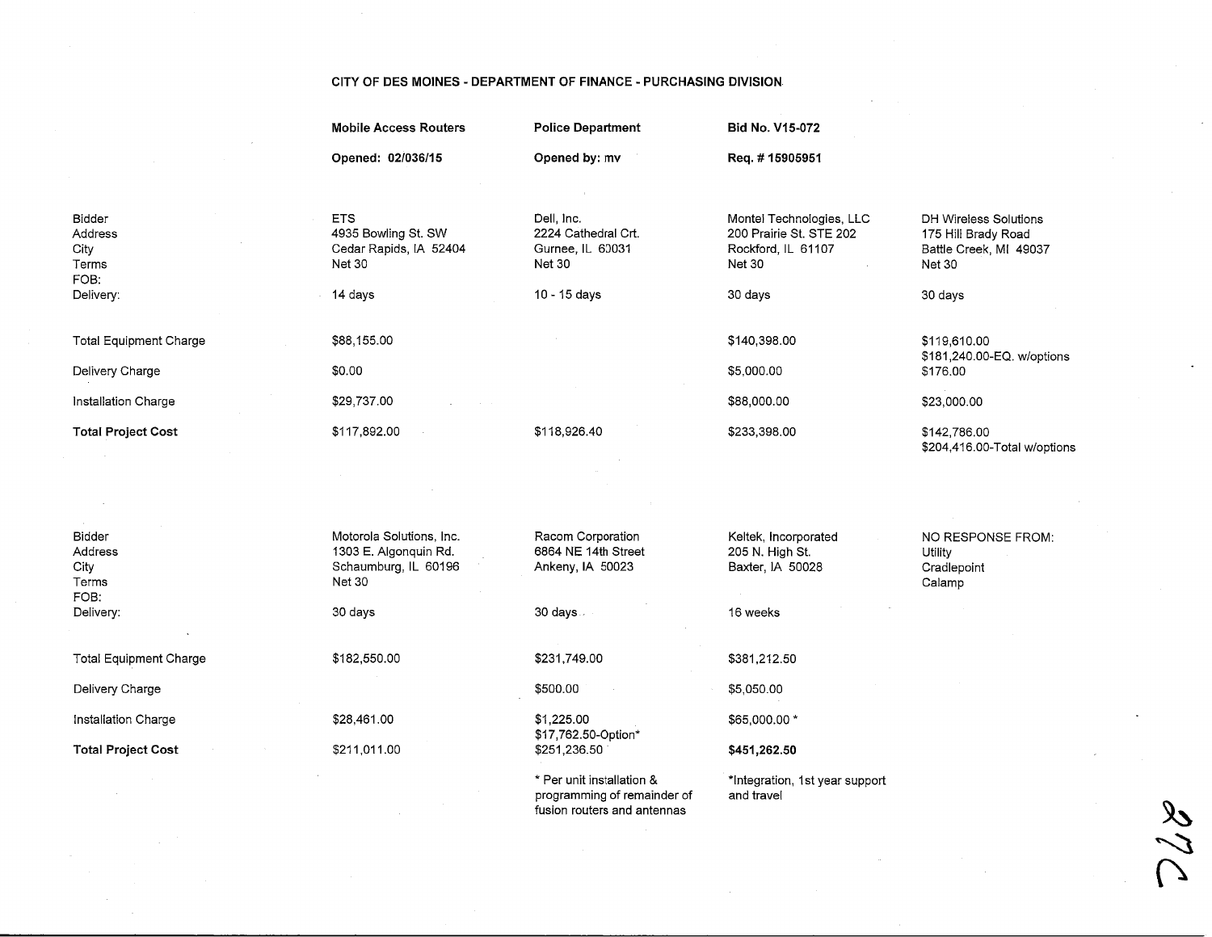# CITY OF DES MOINES - DEPARTMENT OF FINANCE - PURCHASING DIVISION

| | | | |
|---|---|---|---|
| **Mobile Access Routers** | **Police Department** | **Bid No. V15-072** | |
| **Opened: 02/036/15** | **Opened by: mv** | **Req. # 15905951** | |

| | | | | |
|---|---|---|---|---|
| Bidder | ETS | Dell, Inc. | Montel Technologies, LLC | DH Wireless Solutions |
| Address | 4935 Bowling St. SW | 2224 Cathedral Crt. | 200 Prairie St. STE 202 | 175 Hill Brady Road |
| City | Cedar Rapids, IA 52404 | Gurnee, IL 60031 | Rockford, IL 61107 | Battle Creek, MI 49037 |
| Terms | Net 30 | Net 30 | Net 30 | Net 30 |
| FOB: | | | | |
| Delivery: | 14 days | 10 - 15 days | 30 days | 30 days |
| Total Equipment Charge | $88,155.00 | | $140,398.00 | $119,610.00<br>$181,240.00-EQ. w/options |
| Delivery Charge | $0.00 | | $5,000.00 | $176.00 |
| Installation Charge | $29,737.00 | | $88,000.00 | $23,000.00 |
| **Total Project Cost** | $117,892.00 | $118,926.40 | $233,398.00 | $142,786.00<br>$204,416.00-Total w/options |

| | | | | |
|---|---|---|---|---|
| Bidder | Motorola Solutions, Inc. | Racom Corporation | Keltek, Incorporated | NO RESPONSE FROM: |
| Address | 1303 E. Algonquin Rd. | 6864 NE 14th Street | 205 N. High St. | Utility |
| City | Schaumburg, IL 60196 | Ankeny, IA 50023 | Baxter, IA 50028 | Cradlepoint |
| Terms | Net 30 | | | Calamp |
| FOB: | | | | |
| Delivery: | 30 days | 30 days | 16 weeks | |
| Total Equipment Charge | $182,550.00 | $231,749.00 | $381,212.50 | |
| Delivery Charge | | $500.00 | $5,050.00 | |
| Installation Charge | $28,461.00 | $1,225.00<br>$17,762.50-Option* | $65,000.00 * | |
| **Total Project Cost** | $211,011.00 | $251,236.50 | **$451,262.50** | |
| | | * Per unit installation & programming of remainder of fusion routers and antennas | *Integration, 1st year support and travel | |